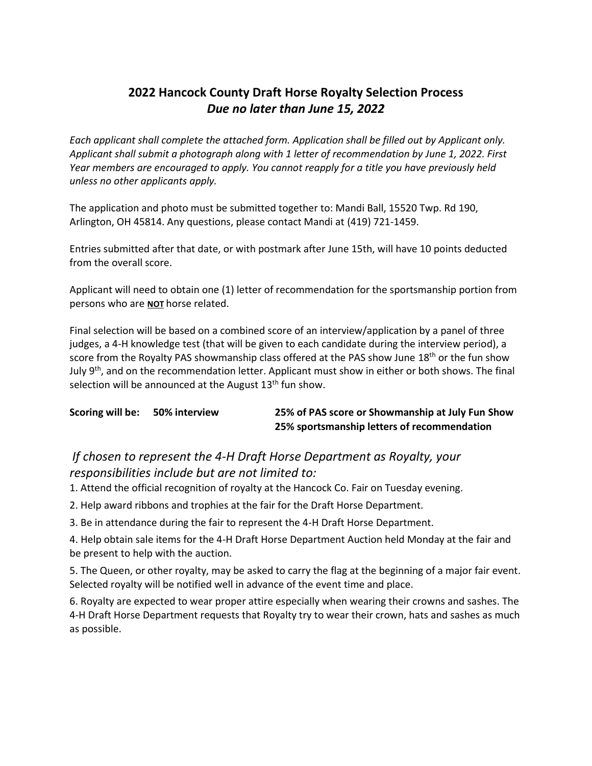# 2022 Hancock County Draft Horse Royalty Selection Process
## *Due no later than June 15, 2022*

*Each applicant shall complete the attached form. Application shall be filled out by Applicant only. Applicant shall submit a photograph along with 1 letter of recommendation by June 1, 2022. First Year members are encouraged to apply. You cannot reapply for a title you have previously held unless no other applicants apply.*

The application and photo must be submitted together to: Mandi Ball, 15520 Twp. Rd 190, Arlington, OH 45814. Any questions, please contact Mandi at (419) 721-1459.

Entries submitted after that date, or with postmark after June 15th, will have 10 points deducted from the overall score.

Applicant will need to obtain one (1) letter of recommendation for the sportsmanship portion from persons who are **NOT** horse related.

Final selection will be based on a combined score of an interview/application by a panel of three judges, a 4-H knowledge test (that will be given to each candidate during the interview period), a score from the Royalty PAS showmanship class offered at the PAS show June 18th or the fun show July 9th, and on the recommendation letter. Applicant must show in either or both shows. The final selection will be announced at the August 13th fun show.

**Scoring will be: 50% interview**
**25% of PAS score or Showmanship at July Fun Show**
**25% sportsmanship letters of recommendation**

### *If chosen to represent the 4-H Draft Horse Department as Royalty, your responsibilities include but are not limited to:*

1. Attend the official recognition of royalty at the Hancock Co. Fair on Tuesday evening.
2. Help award ribbons and trophies at the fair for the Draft Horse Department.
3. Be in attendance during the fair to represent the 4-H Draft Horse Department.
4. Help obtain sale items for the 4-H Draft Horse Department Auction held Monday at the fair and be present to help with the auction.
5. The Queen, or other royalty, may be asked to carry the flag at the beginning of a major fair event. Selected royalty will be notified well in advance of the event time and place.
6. Royalty are expected to wear proper attire especially when wearing their crowns and sashes. The 4-H Draft Horse Department requests that Royalty try to wear their crown, hats and sashes as much as possible.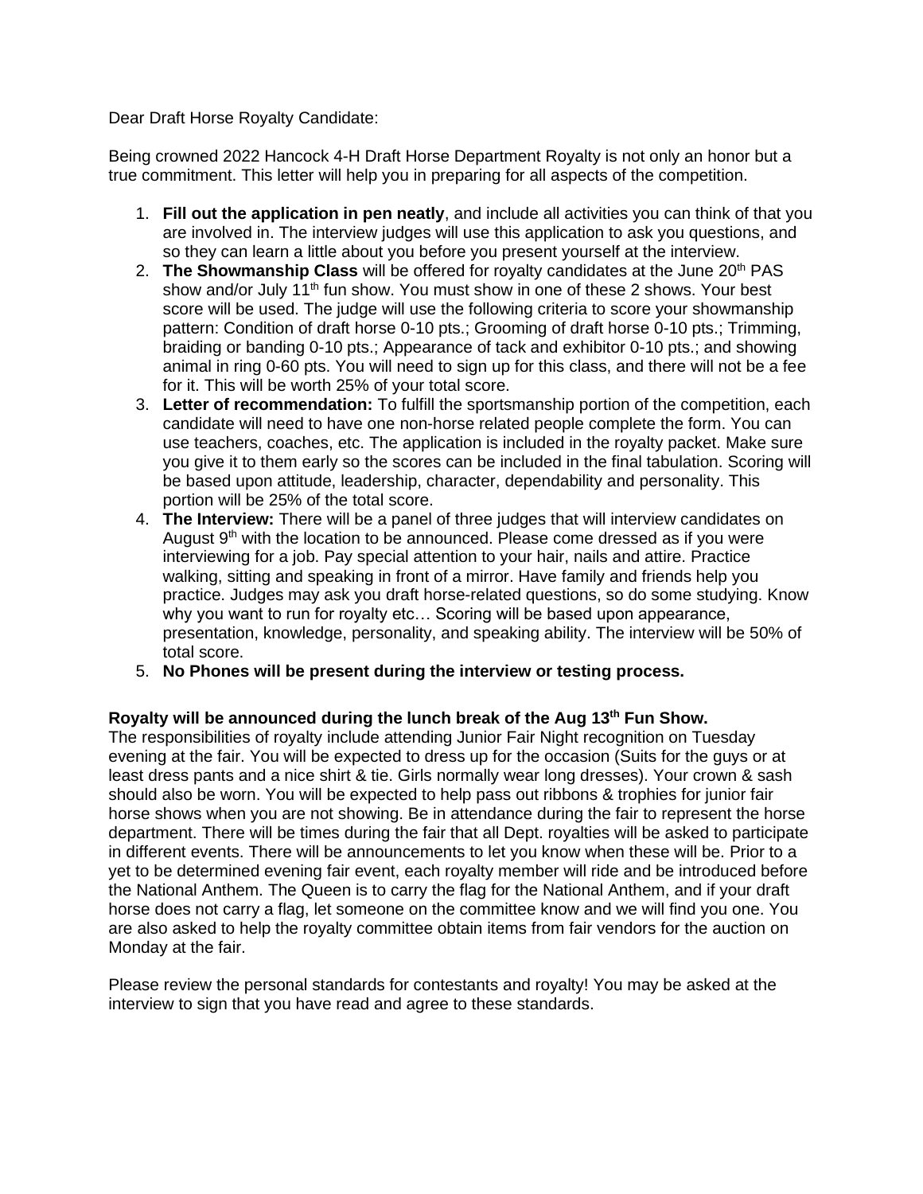Dear Draft Horse Royalty Candidate:

Being crowned 2022 Hancock 4-H Draft Horse Department Royalty is not only an honor but a true commitment. This letter will help you in preparing for all aspects of the competition.

1. **Fill out the application in pen neatly**, and include all activities you can think of that you are involved in. The interview judges will use this application to ask you questions, and so they can learn a little about you before you present yourself at the interview.
2. **The Showmanship Class** will be offered for royalty candidates at the June 20th PAS show and/or July 11th fun show. You must show in one of these 2 shows. Your best score will be used. The judge will use the following criteria to score your showmanship pattern: Condition of draft horse 0-10 pts.; Grooming of draft horse 0-10 pts.; Trimming, braiding or banding 0-10 pts.; Appearance of tack and exhibitor 0-10 pts.; and showing animal in ring 0-60 pts. You will need to sign up for this class, and there will not be a fee for it. This will be worth 25% of your total score.
3. **Letter of recommendation:** To fulfill the sportsmanship portion of the competition, each candidate will need to have one non-horse related people complete the form. You can use teachers, coaches, etc. The application is included in the royalty packet. Make sure you give it to them early so the scores can be included in the final tabulation. Scoring will be based upon attitude, leadership, character, dependability and personality. This portion will be 25% of the total score.
4. **The Interview:** There will be a panel of three judges that will interview candidates on August 9th with the location to be announced. Please come dressed as if you were interviewing for a job. Pay special attention to your hair, nails and attire. Practice walking, sitting and speaking in front of a mirror. Have family and friends help you practice. Judges may ask you draft horse-related questions, so do some studying. Know why you want to run for royalty etc… Scoring will be based upon appearance, presentation, knowledge, personality, and speaking ability. The interview will be 50% of total score.
5. **No Phones will be present during the interview or testing process.**

**Royalty will be announced during the lunch break of the Aug 13th Fun Show.**
The responsibilities of royalty include attending Junior Fair Night recognition on Tuesday evening at the fair. You will be expected to dress up for the occasion (Suits for the guys or at least dress pants and a nice shirt & tie. Girls normally wear long dresses). Your crown & sash should also be worn. You will be expected to help pass out ribbons & trophies for junior fair horse shows when you are not showing. Be in attendance during the fair to represent the horse department. There will be times during the fair that all Dept. royalties will be asked to participate in different events. There will be announcements to let you know when these will be. Prior to a yet to be determined evening fair event, each royalty member will ride and be introduced before the National Anthem. The Queen is to carry the flag for the National Anthem, and if your draft horse does not carry a flag, let someone on the committee know and we will find you one. You are also asked to help the royalty committee obtain items from fair vendors for the auction on Monday at the fair.

Please review the personal standards for contestants and royalty! You may be asked at the interview to sign that you have read and agree to these standards.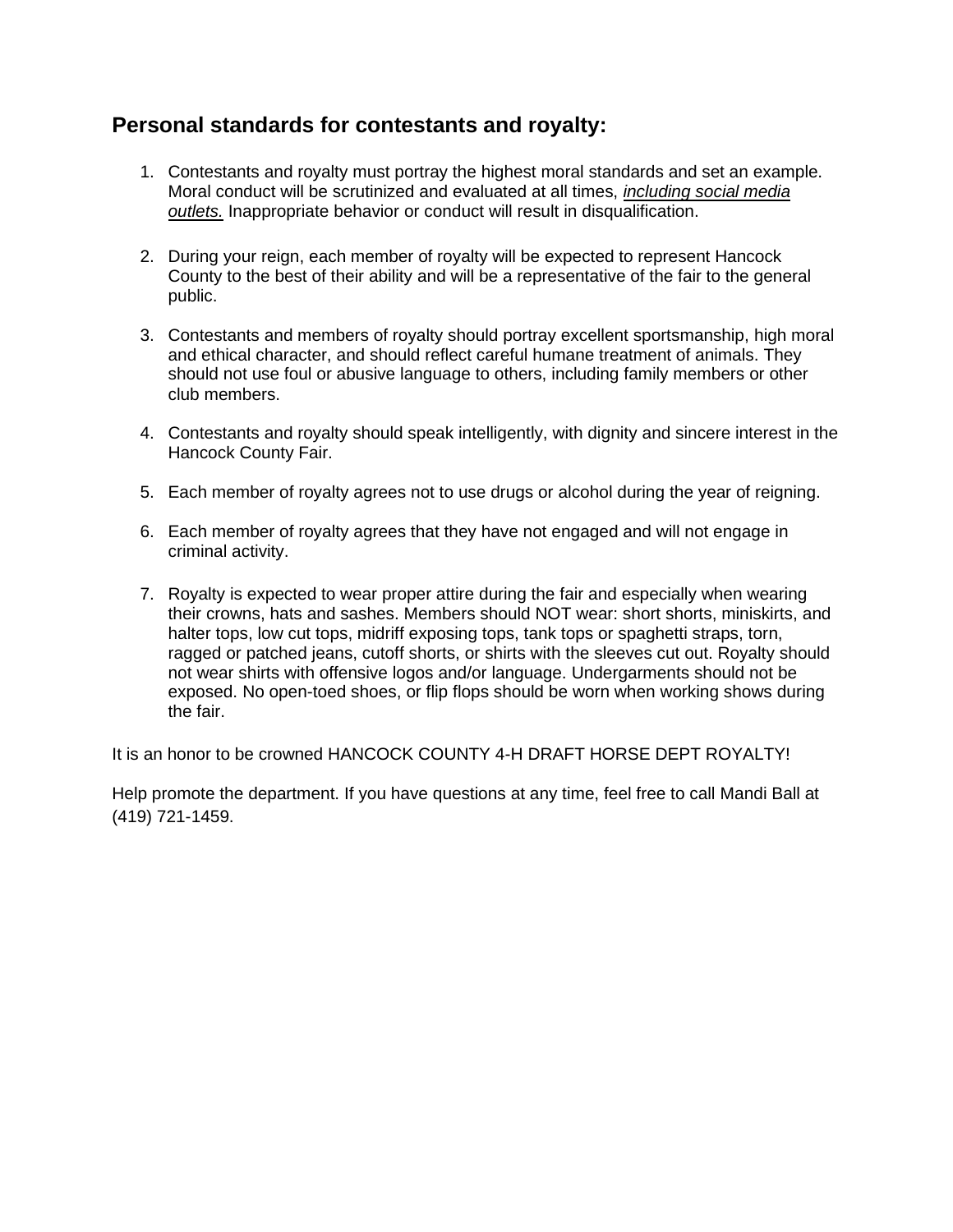## Personal standards for contestants and royalty:

1. Contestants and royalty must portray the highest moral standards and set an example. Moral conduct will be scrutinized and evaluated at all times, ***including social media outlets.*** Inappropriate behavior or conduct will result in disqualification.

2. During your reign, each member of royalty will be expected to represent Hancock County to the best of their ability and will be a representative of the fair to the general public.

3. Contestants and members of royalty should portray excellent sportsmanship, high moral and ethical character, and should reflect careful humane treatment of animals. They should not use foul or abusive language to others, including family members or other club members.

4. Contestants and royalty should speak intelligently, with dignity and sincere interest in the Hancock County Fair.

5. Each member of royalty agrees not to use drugs or alcohol during the year of reigning.

6. Each member of royalty agrees that they have not engaged and will not engage in criminal activity.

7. Royalty is expected to wear proper attire during the fair and especially when wearing their crowns, hats and sashes. Members should NOT wear: short shorts, miniskirts, and halter tops, low cut tops, midriff exposing tops, tank tops or spaghetti straps, torn, ragged or patched jeans, cutoff shorts, or shirts with the sleeves cut out. Royalty should not wear shirts with offensive logos and/or language. Undergarments should not be exposed. No open-toed shoes, or flip flops should be worn when working shows during the fair.

It is an honor to be crowned HANCOCK COUNTY 4-H DRAFT HORSE DEPT ROYALTY!

Help promote the department. If you have questions at any time, feel free to call Mandi Ball at (419) 721-1459.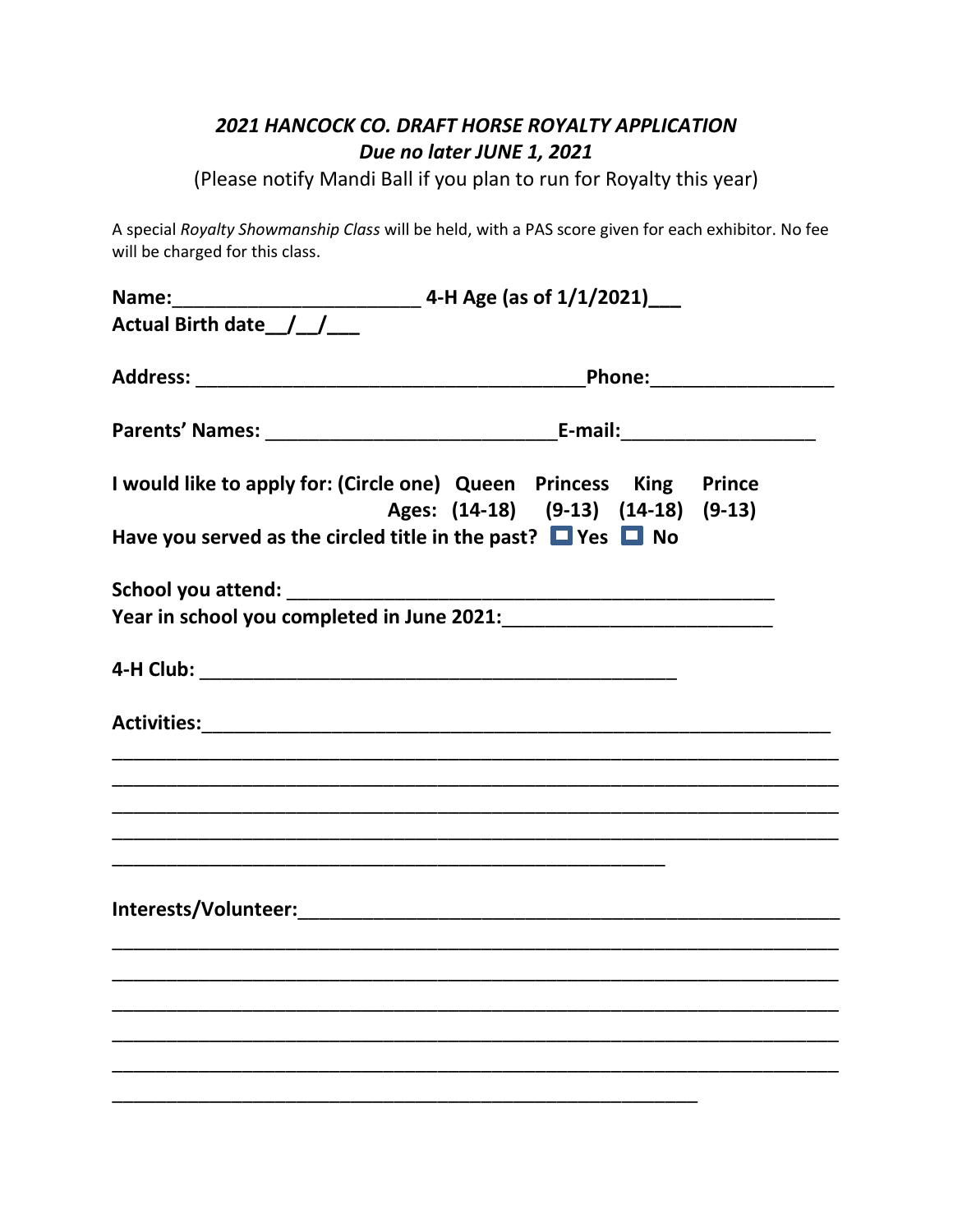## *2021 HANCOCK CO. DRAFT HORSE ROYALTY APPLICATION*

## *Due no later JUNE 1, 2021*

(Please notify Mandi Ball if you plan to run for Royalty this year)

A special *Royalty Showmanship Class* will be held, with a PAS score given for each exhibitor. No fee will be charged for this class.

**Name:_______________________ 4-H Age (as of 1/1/2021)___**
**Actual Birth date__/__/___**

**Address: ____________________________________Phone:_________________**

**Parents' Names: ____________________________E-mail:__________________**

**I would like to apply for: (Circle one) Queen Princess King Prince**
**Ages: (14-18) (9-13) (14-18) (9-13)**

**Have you served as the circled title in the past? ☐ Yes ☐ No**

**School you attend: ________________________________________________**
**Year in school you completed in June 2021:_________________________**

**4-H Club: _____________________________________________**

**Activities:____________________________________________________________**
___________________________________________________________________
___________________________________________________________________
___________________________________________________________________
___________________________________________________________________
____________________________________________________

**Interests/Volunteer:_____________________________________________________**
___________________________________________________________________
___________________________________________________________________
___________________________________________________________________
___________________________________________________________________
___________________________________________________________________
_______________________________________________________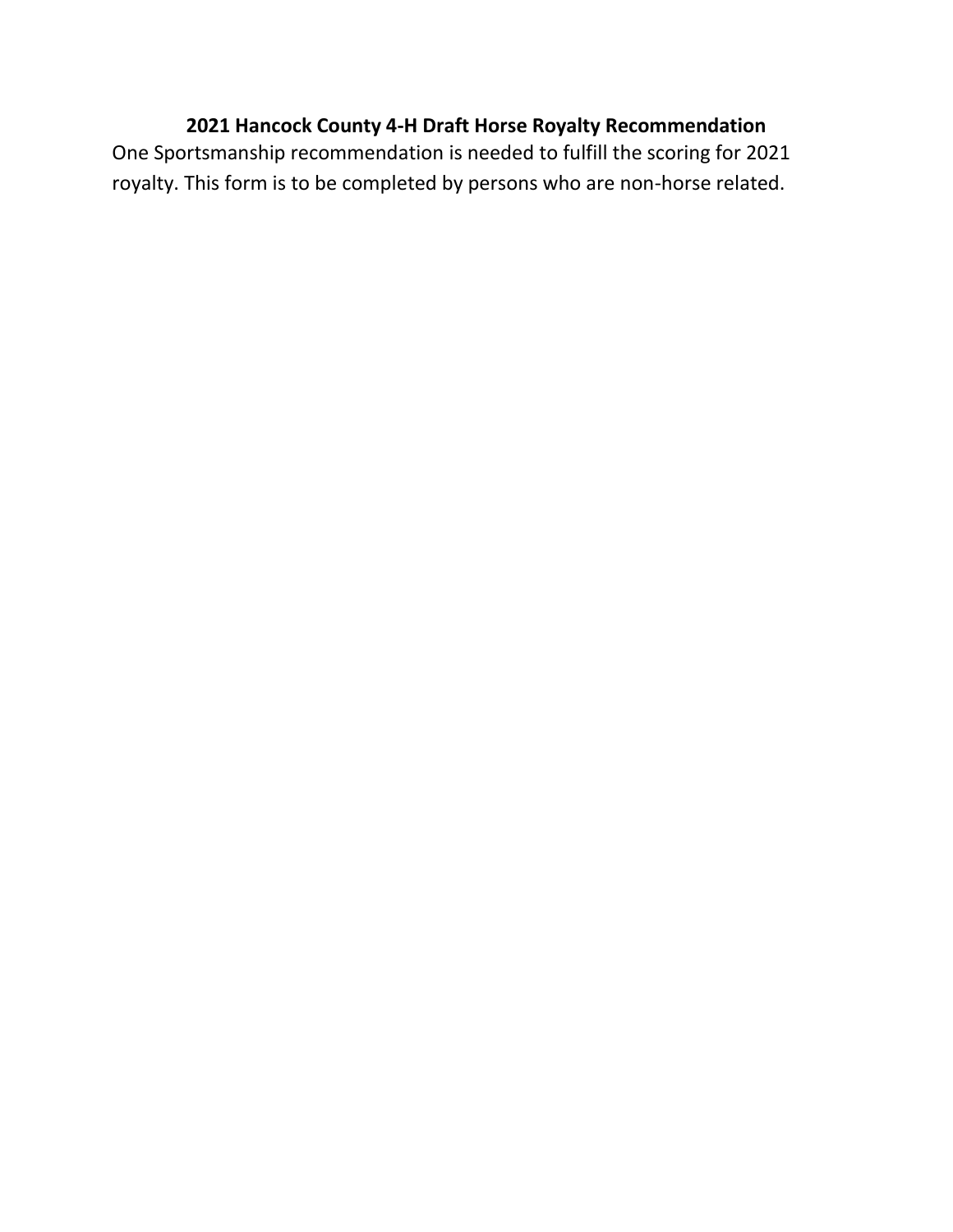## 2021 Hancock County 4-H Draft Horse Royalty Recommendation

One Sportsmanship recommendation is needed to fulfill the scoring for 2021 royalty. This form is to be completed by persons who are non-horse related.